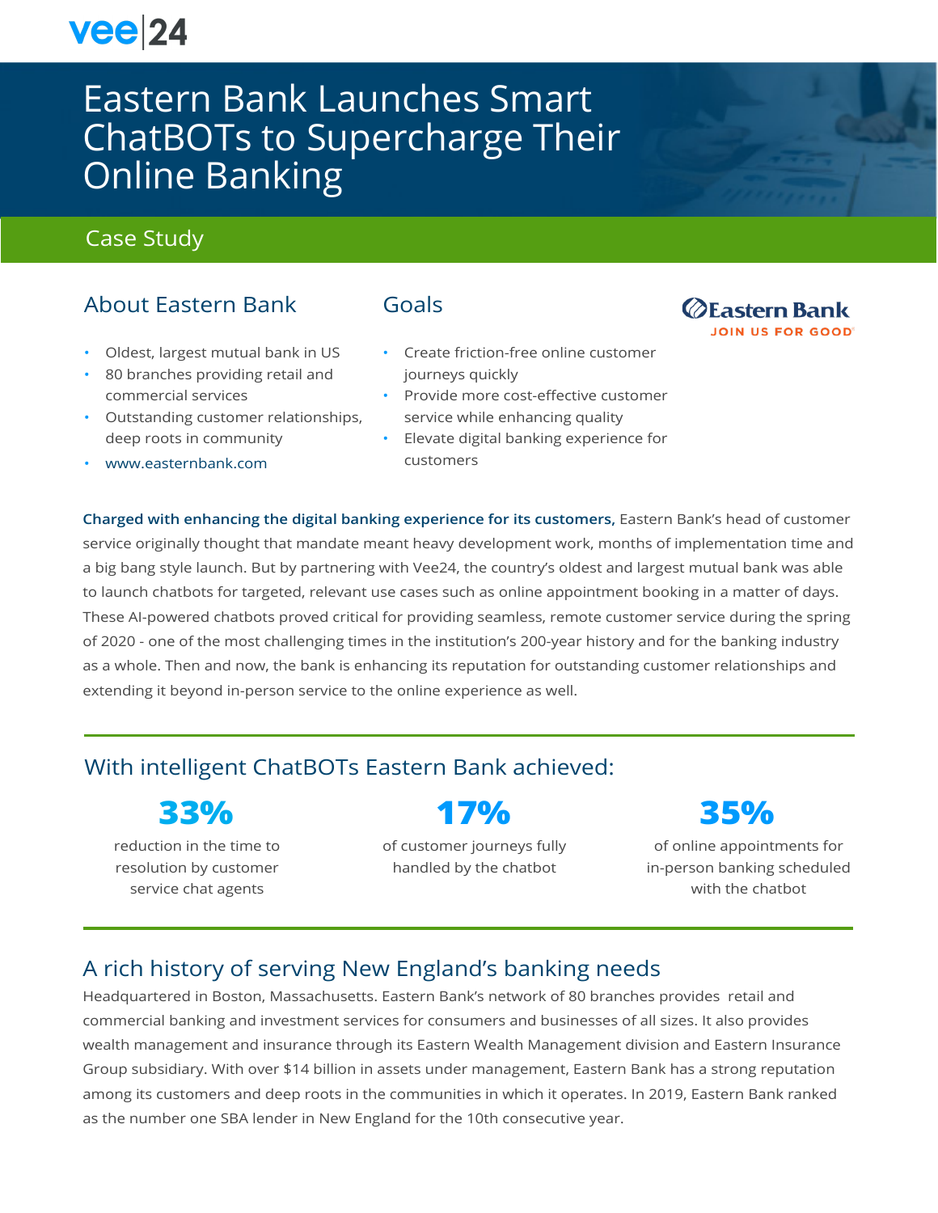vee|24

# Eastern Bank Launches Smart ChatBOTs to Supercharge Their Online Banking

Case Study

## About Eastern Bank

- Oldest, largest mutual bank in US
- 80 branches providing retail and commercial services
- Outstanding customer relationships, deep roots in community
- www.easternbank.com

## Goals

- Create friction-free online customer journeys quickly
- Provide more cost-effective customer service while enhancing quality
- Elevate digital banking experience for customers

Eastern Bank
JOIN US FOR GOOD

**Charged with enhancing the digital banking experience for its customers,** Eastern Bank's head of customer service originally thought that mandate meant heavy development work, months of implementation time and a big bang style launch. But by partnering with Vee24, the country's oldest and largest mutual bank was able to launch chatbots for targeted, relevant use cases such as online appointment booking in a matter of days. These AI-powered chatbots proved critical for providing seamless, remote customer service during the spring of 2020 - one of the most challenging times in the institution's 200-year history and for the banking industry as a whole. Then and now, the bank is enhancing its reputation for outstanding customer relationships and extending it beyond in-person service to the online experience as well.

## With intelligent ChatBOTs Eastern Bank achieved:

**33%**
reduction in the time to resolution by customer service chat agents

**17%**
of customer journeys fully handled by the chatbot

**35%**
of online appointments for in-person banking scheduled with the chatbot

## A rich history of serving New England's banking needs

Headquartered in Boston, Massachusetts. Eastern Bank's network of 80 branches provides retail and commercial banking and investment services for consumers and businesses of all sizes. It also provides wealth management and insurance through its Eastern Wealth Management division and Eastern Insurance Group subsidiary. With over $14 billion in assets under management, Eastern Bank has a strong reputation among its customers and deep roots in the communities in which it operates. In 2019, Eastern Bank ranked as the number one SBA lender in New England for the 10th consecutive year.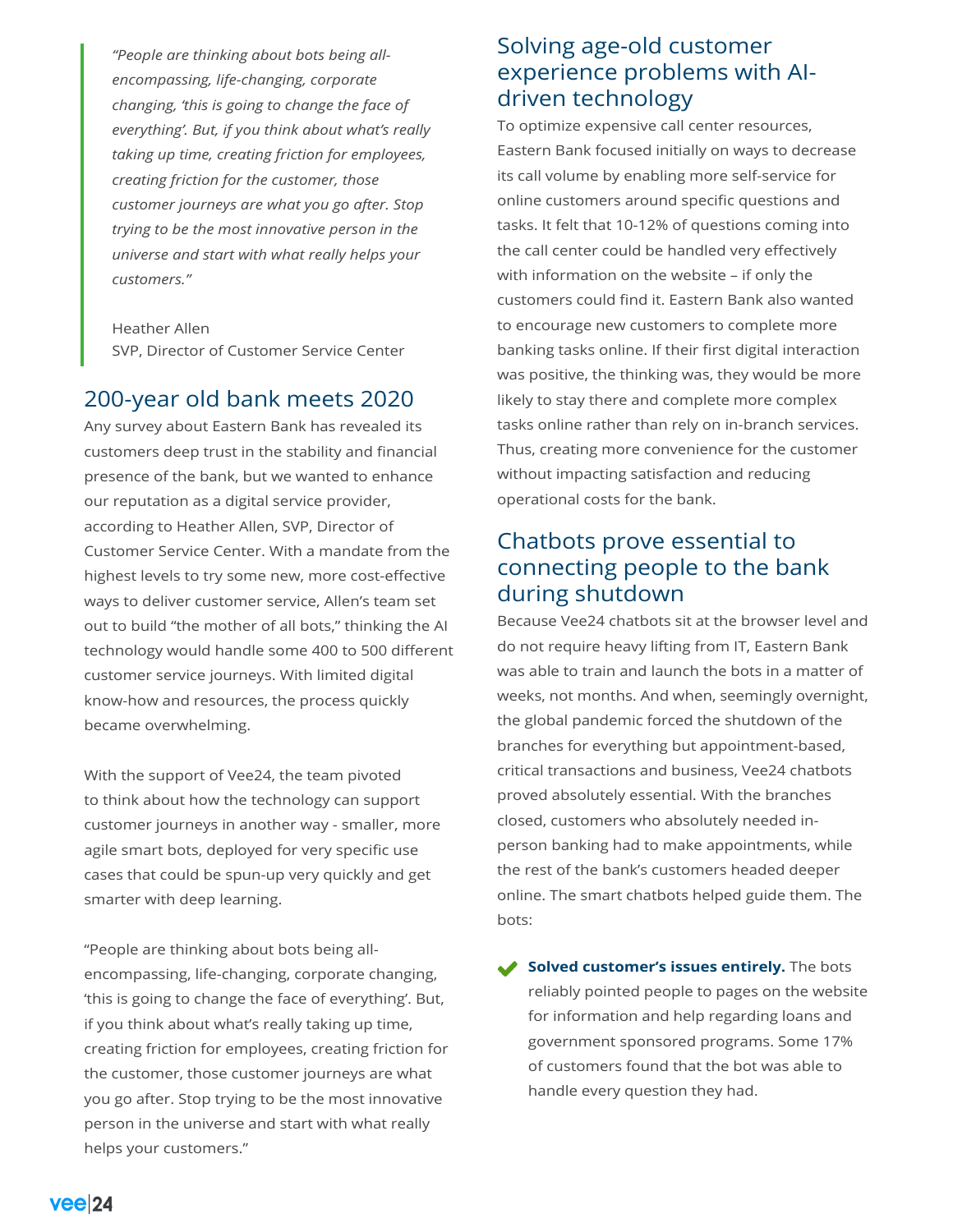> *"People are thinking about bots being all-encompassing, life-changing, corporate changing, 'this is going to change the face of everything'. But, if you think about what's really taking up time, creating friction for employees, creating friction for the customer, those customer journeys are what you go after. Stop trying to be the most innovative person in the universe and start with what really helps your customers."*
>
> Heather Allen
> SVP, Director of Customer Service Center

## 200-year old bank meets 2020

Any survey about Eastern Bank has revealed its customers deep trust in the stability and financial presence of the bank, but we wanted to enhance our reputation as a digital service provider, according to Heather Allen, SVP, Director of Customer Service Center. With a mandate from the highest levels to try some new, more cost-effective ways to deliver customer service, Allen's team set out to build "the mother of all bots," thinking the AI technology would handle some 400 to 500 different customer service journeys. With limited digital know-how and resources, the process quickly became overwhelming.

With the support of Vee24, the team pivoted to think about how the technology can support customer journeys in another way - smaller, more agile smart bots, deployed for very specific use cases that could be spun-up very quickly and get smarter with deep learning.

"People are thinking about bots being all-encompassing, life-changing, corporate changing, 'this is going to change the face of everything'. But, if you think about what's really taking up time, creating friction for employees, creating friction for the customer, those customer journeys are what you go after. Stop trying to be the most innovative person in the universe and start with what really helps your customers."

## Solving age-old customer experience problems with AI-driven technology

To optimize expensive call center resources, Eastern Bank focused initially on ways to decrease its call volume by enabling more self-service for online customers around specific questions and tasks. It felt that 10-12% of questions coming into the call center could be handled very effectively with information on the website – if only the customers could find it. Eastern Bank also wanted to encourage new customers to complete more banking tasks online. If their first digital interaction was positive, the thinking was, they would be more likely to stay there and complete more complex tasks online rather than rely on in-branch services. Thus, creating more convenience for the customer without impacting satisfaction and reducing operational costs for the bank.

## Chatbots prove essential to connecting people to the bank during shutdown

Because Vee24 chatbots sit at the browser level and do not require heavy lifting from IT, Eastern Bank was able to train and launch the bots in a matter of weeks, not months. And when, seemingly overnight, the global pandemic forced the shutdown of the branches for everything but appointment-based, critical transactions and business, Vee24 chatbots proved absolutely essential. With the branches closed, customers who absolutely needed in-person banking had to make appointments, while the rest of the bank's customers headed deeper online. The smart chatbots helped guide them. The bots:

- ✔ **Solved customer's issues entirely.** The bots reliably pointed people to pages on the website for information and help regarding loans and government sponsored programs. Some 17% of customers found that the bot was able to handle every question they had.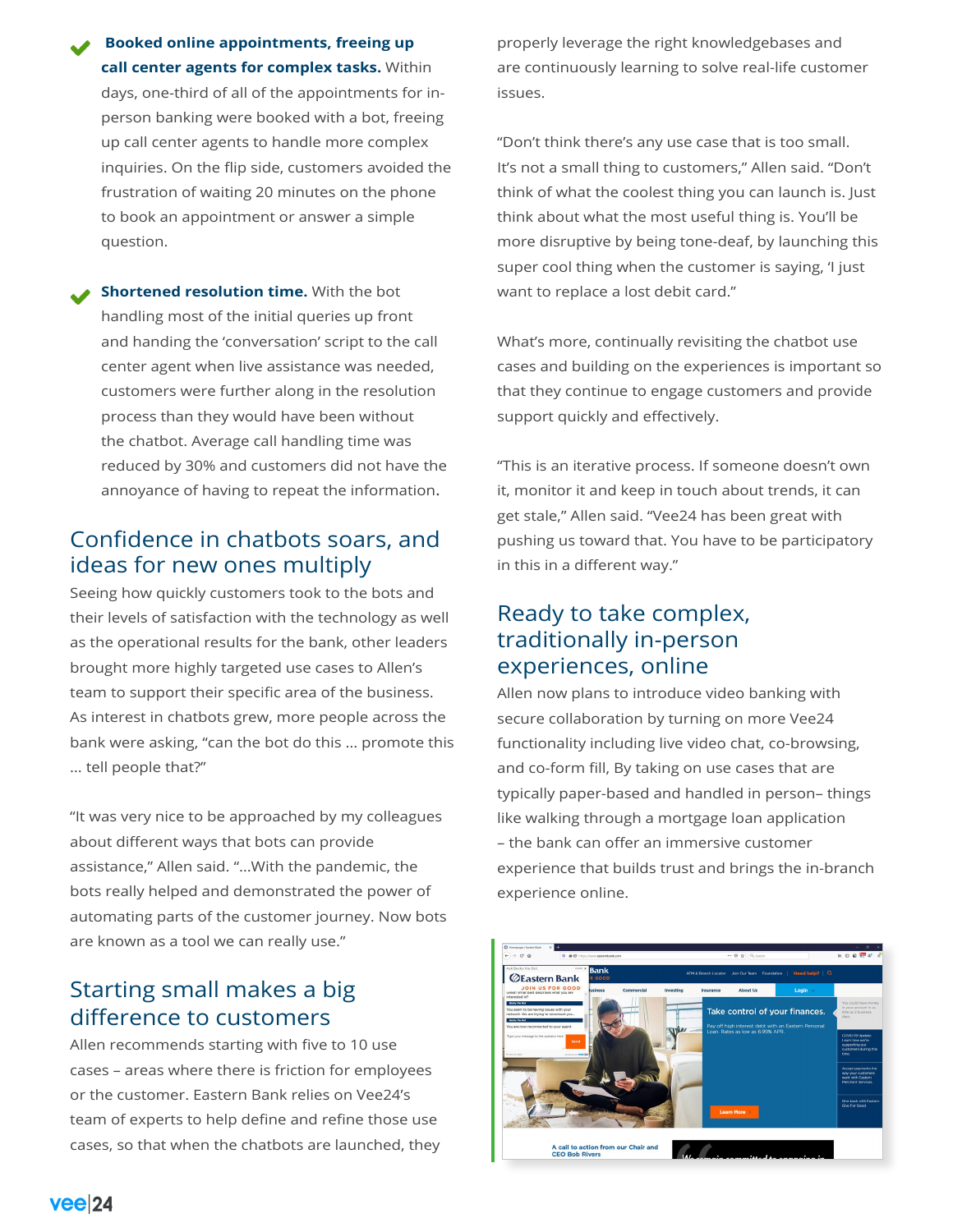- **Booked online appointments, freeing up call center agents for complex tasks.** Within days, one-third of all of the appointments for in-person banking were booked with a bot, freeing up call center agents to handle more complex inquiries. On the flip side, customers avoided the frustration of waiting 20 minutes on the phone to book an appointment or answer a simple question.

- **Shortened resolution time.** With the bot handling most of the initial queries up front and handing the 'conversation' script to the call center agent when live assistance was needed, customers were further along in the resolution process than they would have been without the chatbot. Average call handling time was reduced by 30% and customers did not have the annoyance of having to repeat the information.

## Confidence in chatbots soars, and ideas for new ones multiply

Seeing how quickly customers took to the bots and their levels of satisfaction with the technology as well as the operational results for the bank, other leaders brought more highly targeted use cases to Allen's team to support their specific area of the business. As interest in chatbots grew, more people across the bank were asking, "can the bot do this … promote this … tell people that?"

"It was very nice to be approached by my colleagues about different ways that bots can provide assistance," Allen said. "…With the pandemic, the bots really helped and demonstrated the power of automating parts of the customer journey. Now bots are known as a tool we can really use."

## Starting small makes a big difference to customers

Allen recommends starting with five to 10 use cases – areas where there is friction for employees or the customer. Eastern Bank relies on Vee24's team of experts to help define and refine those use cases, so that when the chatbots are launched, they properly leverage the right knowledgebases and are continuously learning to solve real-life customer issues.

"Don't think there's any use case that is too small. It's not a small thing to customers," Allen said. "Don't think of what the coolest thing you can launch is. Just think about what the most useful thing is. You'll be more disruptive by being tone-deaf, by launching this super cool thing when the customer is saying, 'I just want to replace a lost debit card."

What's more, continually revisiting the chatbot use cases and building on the experiences is important so that they continue to engage customers and provide support quickly and effectively.

"This is an iterative process. If someone doesn't own it, monitor it and keep in touch about trends, it can get stale," Allen said. "Vee24 has been great with pushing us toward that. You have to be participatory in this in a different way."

## Ready to take complex, traditionally in-person experiences, online

Allen now plans to introduce video banking with secure collaboration by turning on more Vee24 functionality including live video chat, co-browsing, and co-form fill, By taking on use cases that are typically paper-based and handled in person– things like walking through a mortgage loan application – the bank can offer an immersive customer experience that builds trust and brings the in-branch experience online.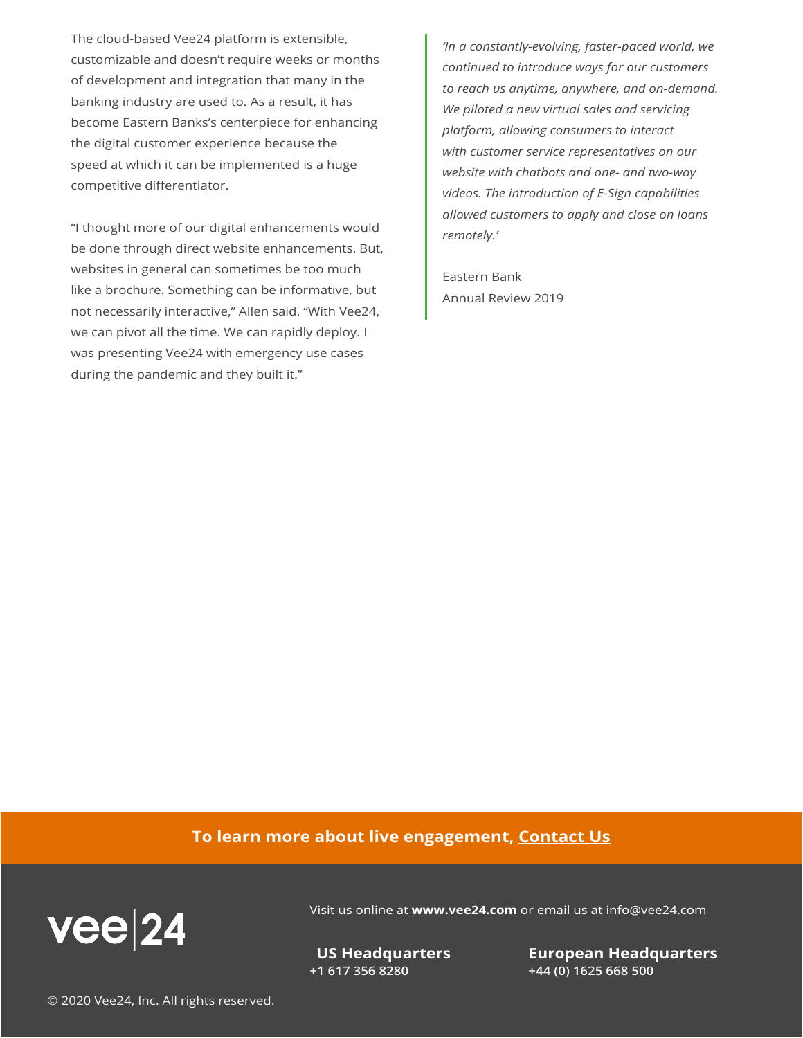The cloud-based Vee24 platform is extensible, customizable and doesn't require weeks or months of development and integration that many in the banking industry are used to. As a result, it has become Eastern Banks's centerpiece for enhancing the digital customer experience because the speed at which it can be implemented is a huge competitive differentiator.

"I thought more of our digital enhancements would be done through direct website enhancements. But, websites in general can sometimes be too much like a brochure. Something can be informative, but not necessarily interactive," Allen said. "With Vee24, we can pivot all the time. We can rapidly deploy. I was presenting Vee24 with emergency use cases during the pandemic and they built it."

> *'In a constantly-evolving, faster-paced world, we continued to introduce ways for our customers to reach us anytime, anywhere, and on-demand. We piloted a new virtual sales and servicing platform, allowing consumers to interact with customer service representatives on our website with chatbots and one- and two-way videos. The introduction of E-Sign capabilities allowed customers to apply and close on loans remotely.'*
>
> Eastern Bank
> Annual Review 2019

**To learn more about live engagement, Contact Us**

vee|24

Visit us online at **www.vee24.com** or email us at info@vee24.com

**US Headquarters**
**+1 617 356 8280**

**European Headquarters**
**+44 (0) 1625 668 500**

© 2020 Vee24, Inc. All rights reserved.